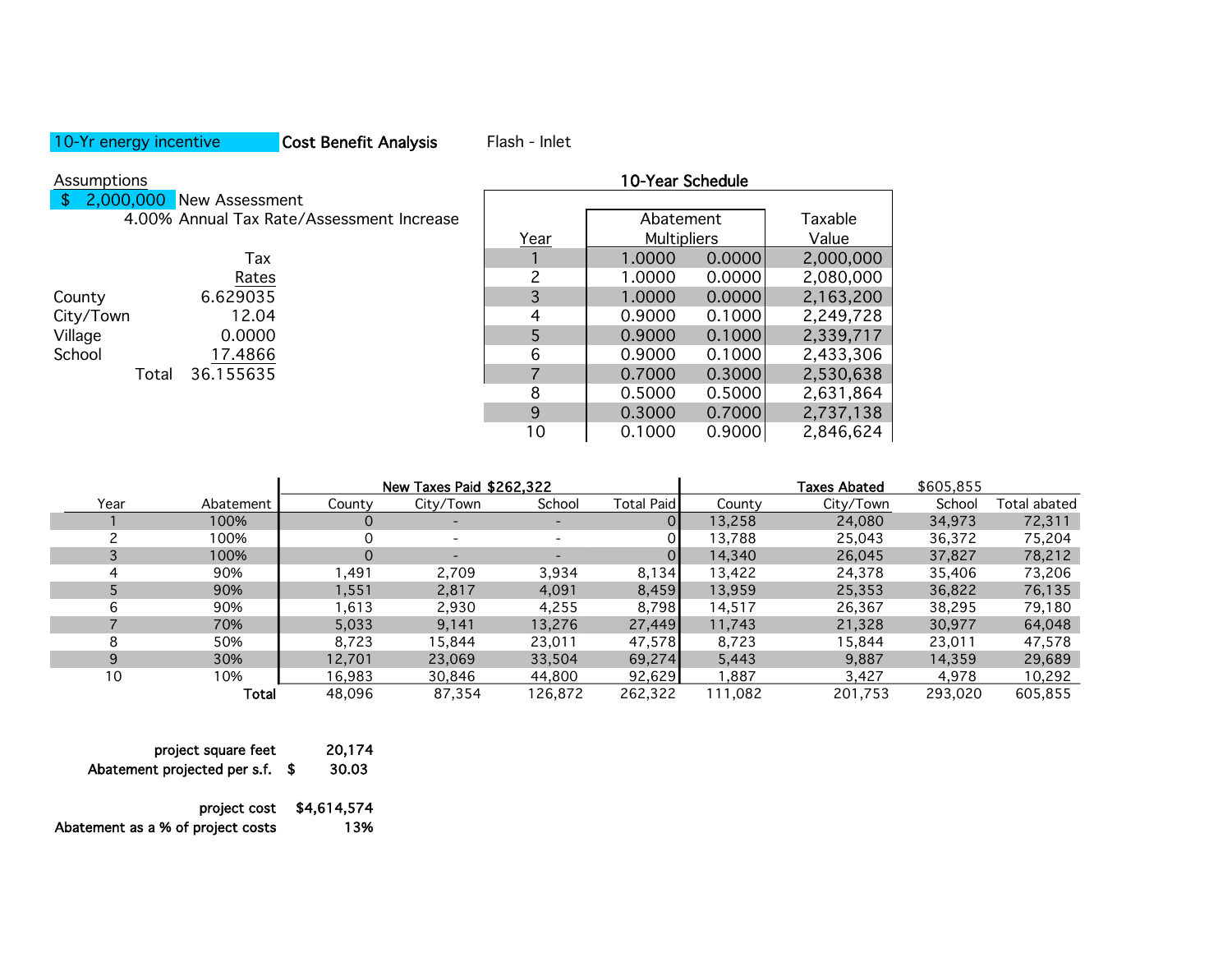10-Yr energy incentive **Cost Benefit Analysis** Flash - Inlet

**Assumptions**

| | |
|---|---|
| $ 2,000,000 | New Assessment |
| 4.00% | Annual Tax Rate/Assessment Increase |

| | Tax Rates |
|---|---|
| County | 6.629035 |
| City/Town | 12.04 |
| Village | 0.0000 |
| School | 17.4866 |
| Total | 36.155635 |

**10-Year Schedule**

| Year | Abatement Multipliers | | Taxable Value |
|---|---|---|---|
| 1 | 1.0000 | 0.0000 | 2,000,000 |
| 2 | 1.0000 | 0.0000 | 2,080,000 |
| 3 | 1.0000 | 0.0000 | 2,163,200 |
| 4 | 0.9000 | 0.1000 | 2,249,728 |
| 5 | 0.9000 | 0.1000 | 2,339,717 |
| 6 | 0.9000 | 0.1000 | 2,433,306 |
| 7 | 0.7000 | 0.3000 | 2,530,638 |
| 8 | 0.5000 | 0.5000 | 2,631,864 |
| 9 | 0.3000 | 0.7000 | 2,737,138 |
| 10 | 0.1000 | 0.9000 | 2,846,624 |

| | | New Taxes Paid $262,322 | | | | Taxes Abated $605,855 | | | |
|---|---|---|---|---|---|---|---|---|---|
| Year | Abatement | County | City/Town | School | Total Paid | County | City/Town | School | Total abated |
| 1 | 100% | 0 | - | - | 0 | 13,258 | 24,080 | 34,973 | 72,311 |
| 2 | 100% | 0 | - | - | 0 | 13,788 | 25,043 | 36,372 | 75,204 |
| 3 | 100% | 0 | - | - | 0 | 14,340 | 26,045 | 37,827 | 78,212 |
| 4 | 90% | 1,491 | 2,709 | 3,934 | 8,134 | 13,422 | 24,378 | 35,406 | 73,206 |
| 5 | 90% | 1,551 | 2,817 | 4,091 | 8,459 | 13,959 | 25,353 | 36,822 | 76,135 |
| 6 | 90% | 1,613 | 2,930 | 4,255 | 8,798 | 14,517 | 26,367 | 38,295 | 79,180 |
| 7 | 70% | 5,033 | 9,141 | 13,276 | 27,449 | 11,743 | 21,328 | 30,977 | 64,048 |
| 8 | 50% | 8,723 | 15,844 | 23,011 | 47,578 | 8,723 | 15,844 | 23,011 | 47,578 |
| 9 | 30% | 12,701 | 23,069 | 33,504 | 69,274 | 5,443 | 9,887 | 14,359 | 29,689 |
| 10 | 10% | 16,983 | 30,846 | 44,800 | 92,629 | 1,887 | 3,427 | 4,978 | 10,292 |
| | **Total** | 48,096 | 87,354 | 126,872 | 262,322 | 111,082 | 201,753 | 293,020 | 605,855 |

| | |
|---|---|
| project square feet | 20,174 |
| Abatement projected per s.f. | $ 30.03 |
| project cost | $4,614,574 |
| Abatement as a % of project costs | 13% |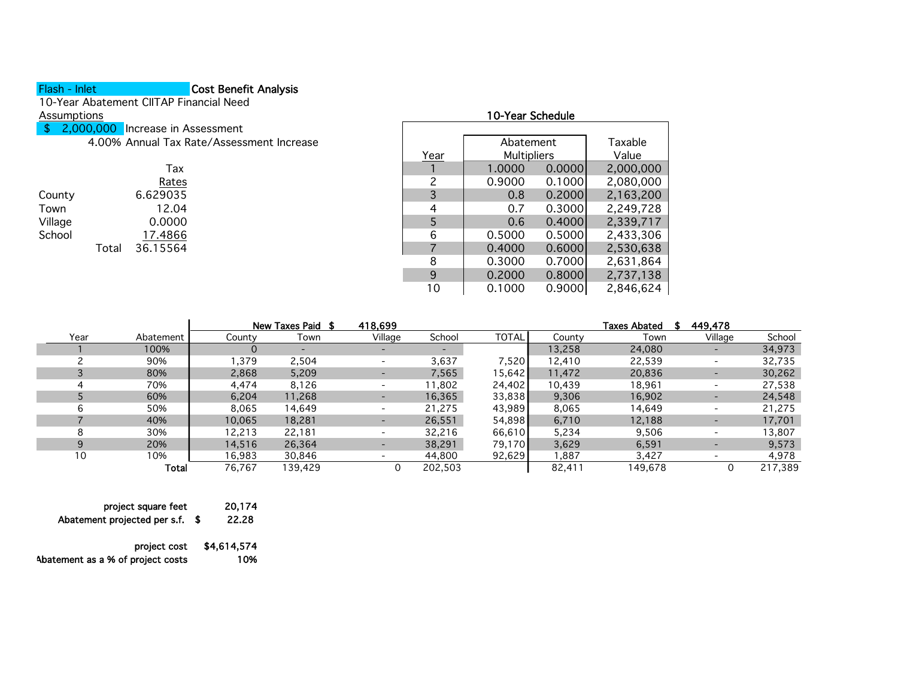**Flash - Inlet** **Cost Benefit Analysis**

10-Year Abatement CIITAP Financial Need

Assumptions

$ 2,000,000 Increase in Assessment

4.00% Annual Tax Rate/Assessment Increase

| | Tax Rates |
|---|---|
| County | 6.629035 |
| Town | 12.04 |
| Village | 0.0000 |
| School | 17.4866 |
| Total | 36.15564 |

**10-Year Schedule**

| Year | Abatement Multipliers | | Taxable Value |
|---|---|---|---|
| 1 | 1.0000 | 0.0000 | 2,000,000 |
| 2 | 0.9000 | 0.1000 | 2,080,000 |
| 3 | 0.8 | 0.2000 | 2,163,200 |
| 4 | 0.7 | 0.3000 | 2,249,728 |
| 5 | 0.6 | 0.4000 | 2,339,717 |
| 6 | 0.5000 | 0.5000 | 2,433,306 |
| 7 | 0.4000 | 0.6000 | 2,530,638 |
| 8 | 0.3000 | 0.7000 | 2,631,864 |
| 9 | 0.2000 | 0.8000 | 2,737,138 |
| 10 | 0.1000 | 0.9000 | 2,846,624 |

| | | New Taxes Paid $ 418,699 | | | | | Taxes Abated $ 449,478 | | | |
|---|---|---|---|---|---|---|---|---|---|---|
| Year | Abatement | County | Town | Village | School | TOTAL | County | Town | Village | School |
| 1 | 100% | 0 | - | - | - | | 13,258 | 24,080 | - | 34,973 |
| 2 | 90% | 1,379 | 2,504 | - | 3,637 | 7,520 | 12,410 | 22,539 | - | 32,735 |
| 3 | 80% | 2,868 | 5,209 | - | 7,565 | 15,642 | 11,472 | 20,836 | - | 30,262 |
| 4 | 70% | 4,474 | 8,126 | - | 11,802 | 24,402 | 10,439 | 18,961 | - | 27,538 |
| 5 | 60% | 6,204 | 11,268 | - | 16,365 | 33,838 | 9,306 | 16,902 | - | 24,548 |
| 6 | 50% | 8,065 | 14,649 | - | 21,275 | 43,989 | 8,065 | 14,649 | - | 21,275 |
| 7 | 40% | 10,065 | 18,281 | - | 26,551 | 54,898 | 6,710 | 12,188 | - | 17,701 |
| 8 | 30% | 12,213 | 22,181 | - | 32,216 | 66,610 | 5,234 | 9,506 | - | 13,807 |
| 9 | 20% | 14,516 | 26,364 | - | 38,291 | 79,170 | 3,629 | 6,591 | - | 9,573 |
| 10 | 10% | 16,983 | 30,846 | - | 44,800 | 92,629 | 1,887 | 3,427 | - | 4,978 |
| | **Total** | 76,767 | 139,429 | 0 | 202,503 | | 82,411 | 149,678 | 0 | 217,389 |

| | |
|---|---|
| project square feet | 20,174 |
| Abatement projected per s.f. | $ 22.28 |
| project cost | $4,614,574 |
| Abatement as a % of project costs | 10% |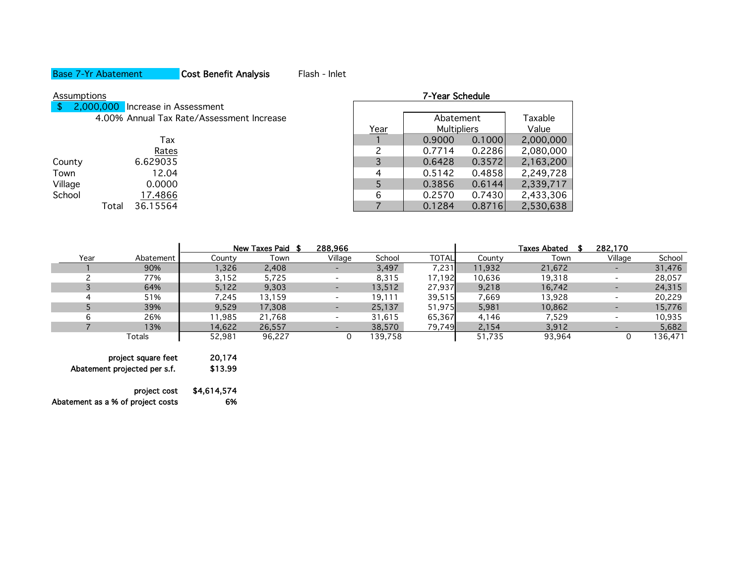Base 7-Yr Abatement **Cost Benefit Analysis** Flash - Inlet

Assumptions

$ 2,000,000 Increase in Assessment

4.00% Annual Tax Rate/Assessment Increase

| | Tax Rates |
|---|---|
| County | 6.629035 |
| Town | 12.04 |
| Village | 0.0000 |
| School | 17.4866 |
| Total | 36.15564 |

**7-Year Schedule**

| Year | Abatement Multipliers | | Taxable Value |
|---|---|---|---|
| 1 | 0.9000 | 0.1000 | 2,000,000 |
| 2 | 0.7714 | 0.2286 | 2,080,000 |
| 3 | 0.6428 | 0.3572 | 2,163,200 |
| 4 | 0.5142 | 0.4858 | 2,249,728 |
| 5 | 0.3856 | 0.6144 | 2,339,717 |
| 6 | 0.2570 | 0.7430 | 2,433,306 |
| 7 | 0.1284 | 0.8716 | 2,530,638 |

| | | New Taxes Paid $ 288,966 | | | | | Taxes Abated $ 282,170 | | | |
|---|---|---|---|---|---|---|---|---|---|---|
| Year | Abatement | County | Town | Village | School | TOTAL | County | Town | Village | School |
| 1 | 90% | 1,326 | 2,408 | - | 3,497 | 7,231 | 11,932 | 21,672 | - | 31,476 |
| 2 | 77% | 3,152 | 5,725 | - | 8,315 | 17,192 | 10,636 | 19,318 | - | 28,057 |
| 3 | 64% | 5,122 | 9,303 | - | 13,512 | 27,937 | 9,218 | 16,742 | - | 24,315 |
| 4 | 51% | 7,245 | 13,159 | - | 19,111 | 39,515 | 7,669 | 13,928 | - | 20,229 |
| 5 | 39% | 9,529 | 17,308 | - | 25,137 | 51,975 | 5,981 | 10,862 | - | 15,776 |
| 6 | 26% | 11,985 | 21,768 | - | 31,615 | 65,367 | 4,146 | 7,529 | - | 10,935 |
| 7 | 13% | 14,622 | 26,557 | - | 38,570 | 79,749 | 2,154 | 3,912 | - | 5,682 |
| | Totals | 52,981 | 96,227 | 0 | 139,758 | | 51,735 | 93,964 | 0 | 136,471 |

| | |
|---|---|
| **project square feet** | **20,174** |
| **Abatement projected per s.f.** | **$13.99** |
| **project cost** | **$4,614,574** |
| **Abatement as a % of project costs** | **6%** |